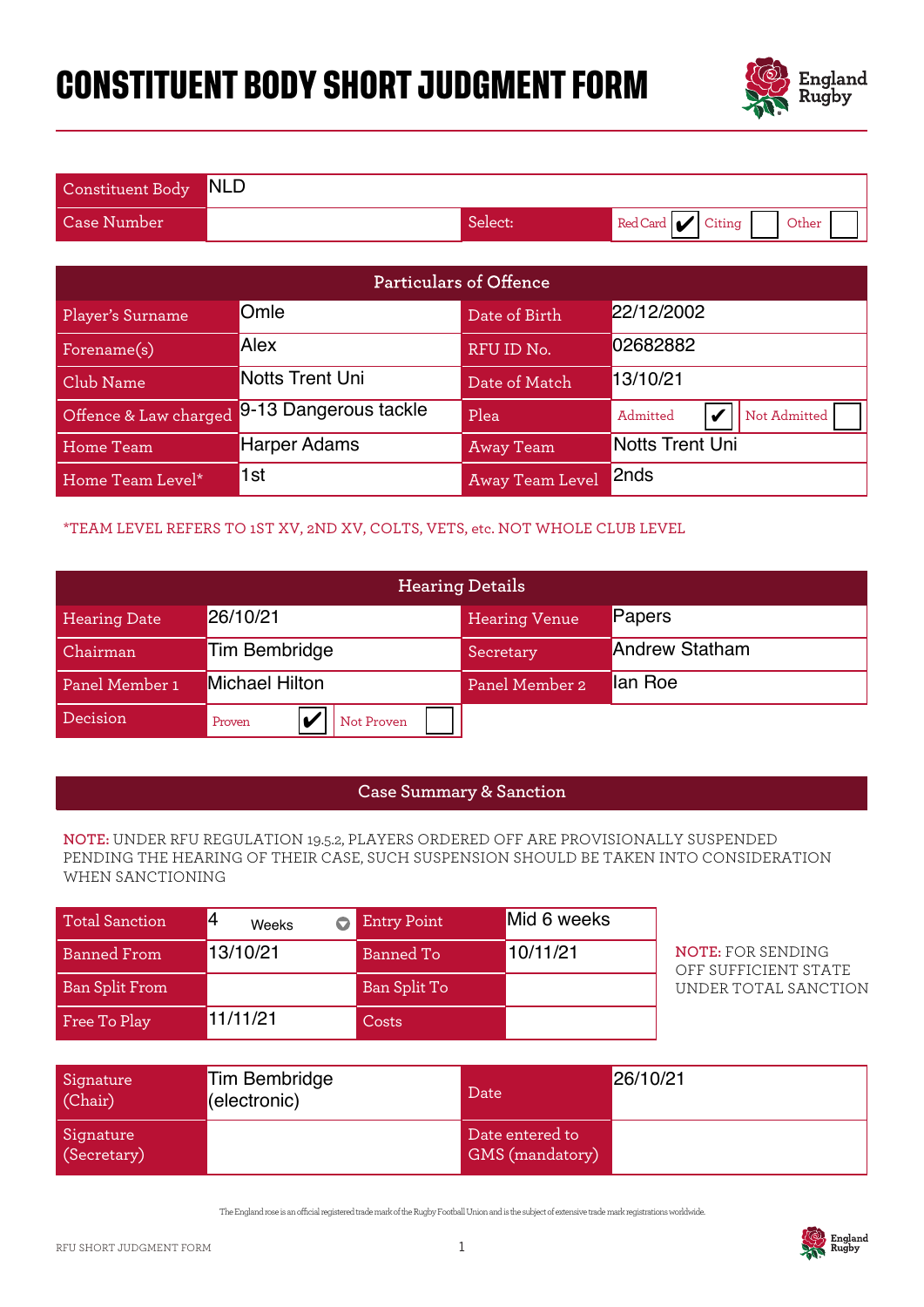# CONSTITUENT BODY SHORT JUDGMENT FORM

| Constituent Body | NLD | | |
|---|---|---|---|
| Case Number | | Select: | Red Card ✔ / Citing ☐ / Other ☐ |

| Particulars of Offence | | | |
|---|---|---|---|
| Player's Surname | Omle | Date of Birth | 22/12/2002 |
| Forename(s) | Alex | RFU ID No. | 02682882 |
| Club Name | Notts Trent Uni | Date of Match | 13/10/21 |
| Offence & Law charged | 9-13 Dangerous tackle | Plea | Admitted ✔ / Not Admitted ☐ |
| Home Team | Harper Adams | Away Team | Notts Trent Uni |
| Home Team Level* | 1st | Away Team Level | 2nds |

*TEAM LEVEL REFERS TO 1ST XV, 2ND XV, COLTS, VETS, etc. NOT WHOLE CLUB LEVEL

| Hearing Details | | | |
|---|---|---|---|
| Hearing Date | 26/10/21 | Hearing Venue | Papers |
| Chairman | Tim Bembridge | Secretary | Andrew Statham |
| Panel Member 1 | Michael Hilton | Panel Member 2 | Ian Roe |
| Decision | Proven ✔ / Not Proven ☐ | | |

## Case Summary & Sanction

**NOTE:** UNDER RFU REGULATION 19.5.2, PLAYERS ORDERED OFF ARE PROVISIONALLY SUSPENDED PENDING THE HEARING OF THEIR CASE, SUCH SUSPENSION SHOULD BE TAKEN INTO CONSIDERATION WHEN SANCTIONING

| Total Sanction | 4 Weeks | Entry Point | Mid 6 weeks |
|---|---|---|---|
| Banned From | 13/10/21 | Banned To | 10/11/21 |
| Ban Split From | | Ban Split To | |
| Free To Play | 11/11/21 | Costs | |

**NOTE:** FOR SENDING OFF SUFFICIENT STATE UNDER TOTAL SANCTION

| Signature (Chair) | Tim Bembridge (electronic) | Date | 26/10/21 |
|---|---|---|---|
| Signature (Secretary) | | Date entered to GMS (mandatory) | |

The England rose is an official registered trade mark of the Rugby Football Union and is the subject of extensive trade mark registrations worldwide.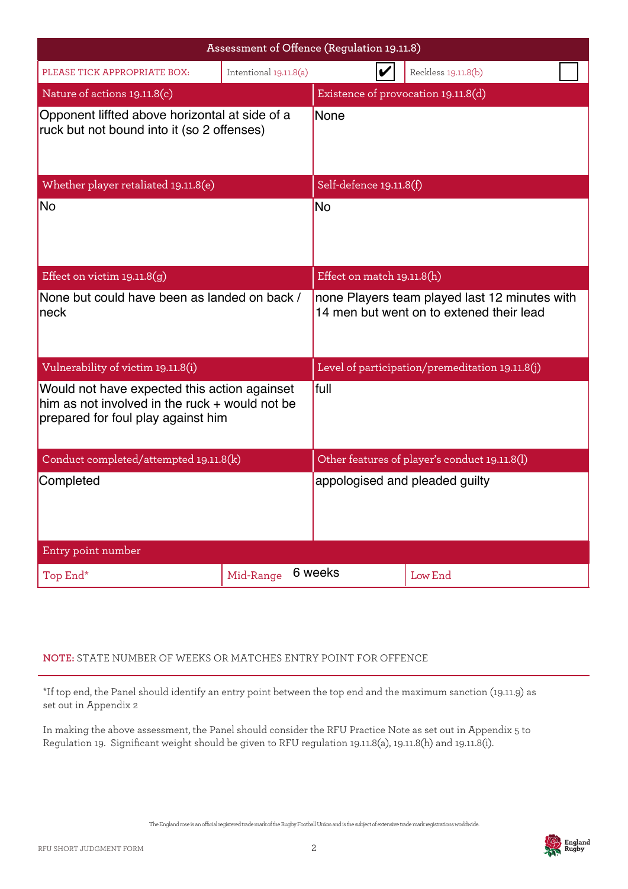## Assessment of Offence (Regulation 19.11.8)

| PLEASE TICK APPROPRIATE BOX: | Intentional 19.11.8(a) | ✔ | Reckless 19.11.8(b) | ☐ |
|---|---|---|---|---|

| Nature of actions 19.11.8(c) | Existence of provocation 19.11.8(d) |
|---|---|
| Opponent liffted above horizontal at side of a ruck but not bound into it (so 2 offenses) | None |
| **Whether player retaliated 19.11.8(e)** | **Self-defence 19.11.8(f)** |
| No | No |
| **Effect on victim 19.11.8(g)** | **Effect on match 19.11.8(h)** |
| None but could have been as landed on back / neck | none Players team played last 12 minutes with 14 men but went on to extened their lead |
| **Vulnerability of victim 19.11.8(i)** | **Level of participation/premeditation 19.11.8(j)** |
| Would not have expected this action againset him as not involved in the ruck + would not be prepared for foul play against him | full |
| **Conduct completed/attempted 19.11.8(k)** | **Other features of player's conduct 19.11.8(l)** |
| Completed | appologised and pleaded guilty |

| Entry point number | | |
|---|---|---|
| Top End* | Mid-Range 6 weeks | Low End |

**NOTE:** STATE NUMBER OF WEEKS OR MATCHES ENTRY POINT FOR OFFENCE

*If top end, the Panel should identify an entry point between the top end and the maximum sanction (19.11.9) as set out in Appendix 2

In making the above assessment, the Panel should consider the RFU Practice Note as set out in Appendix 5 to Regulation 19. Significant weight should be given to RFU regulation 19.11.8(a), 19.11.8(h) and 19.11.8(i).

The England rose is an official registered trade mark of the Rugby Football Union and is the subject of extensive trade mark registrations worldwide.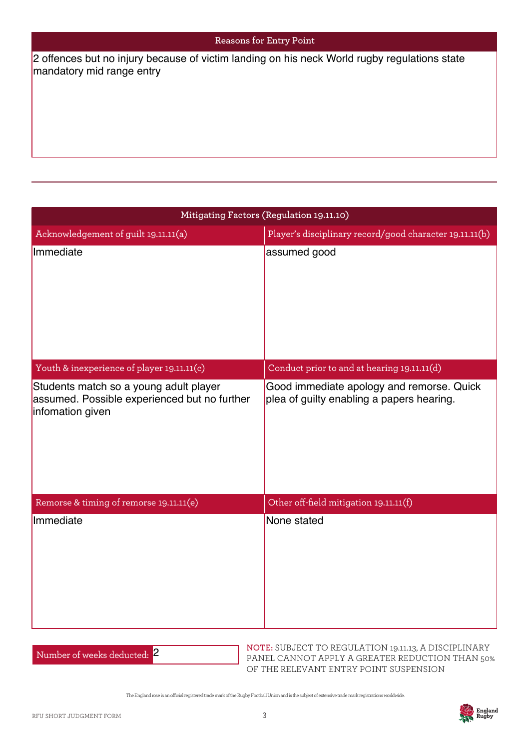## Reasons for Entry Point

2 offences but no injury because of victim landing on his neck World rugby regulations state mandatory mid range entry

## Mitigating Factors (Regulation 19.11.10)

| Acknowledgement of guilt 19.11.11(a) | Player's disciplinary record/good character 19.11.11(b) |
|---|---|
| Immediate | assumed good |

| Youth & inexperience of player 19.11.11(c) | Conduct prior to and at hearing 19.11.11(d) |
|---|---|
| Students match so a young adult player assumed. Possible experienced but no further infomation given | Good immediate apology and remorse. Quick plea of guilty enabling a papers hearing. |

| Remorse & timing of remorse 19.11.11(e) | Other off-field mitigation 19.11.11(f) |
|---|---|
| Immediate | None stated |

Number of weeks deducted: 2

**NOTE:** SUBJECT TO REGULATION 19.11.13, A DISCIPLINARY PANEL CANNOT APPLY A GREATER REDUCTION THAN 50% OF THE RELEVANT ENTRY POINT SUSPENSION

The England rose is an official registered trade mark of the Rugby Football Union and is the subject of extensive trade mark registrations worldwide.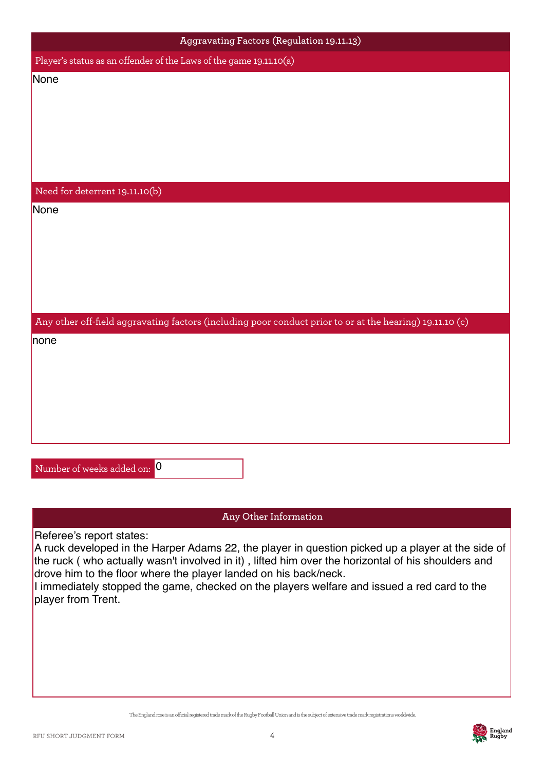## Aggravating Factors (Regulation 19.11.13)

### Player's status as an offender of the Laws of the game 19.11.10(a)

None

### Need for deterrent 19.11.10(b)

None

### Any other off-field aggravating factors (including poor conduct prior to or at the hearing) 19.11.10 (c)

none

Number of weeks added on: 0

## Any Other Information

Referee's report states:
A ruck developed in the Harper Adams 22, the player in question picked up a player at the side of the ruck ( who actually wasn't involved in it) , lifted him over the horizontal of his shoulders and drove him to the floor where the player landed on his back/neck.
I immediately stopped the game, checked on the players welfare and issued a red card to the player from Trent.

The England rose is an official registered trade mark of the Rugby Football Union and is the subject of extensive trade mark registrations worldwide.